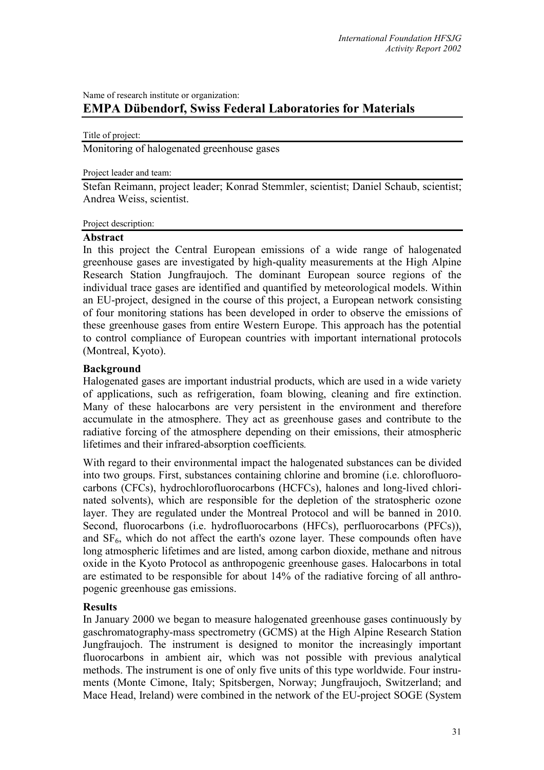Name of research institute or organization:

# EMPA Dübendorf, Swiss Federal Laboratories for Materials

Title of project:

Monitoring of halogenated greenhouse gases

Project leader and team:

Stefan Reimann, project leader; Konrad Stemmler, scientist; Daniel Schaub, scientist; Andrea Weiss, scientist.

Project description:

## Abstract

In this project the Central European emissions of a wide range of halogenated greenhouse gases are investigated by high-quality measurements at the High Alpine Research Station Jungfraujoch. The dominant European source regions of the individual trace gases are identified and quantified by meteorological models. Within an EU-project, designed in the course of this project, a European network consisting of four monitoring stations has been developed in order to observe the emissions of these greenhouse gases from entire Western Europe. This approach has the potential to control compliance of European countries with important international protocols (Montreal, Kyoto).

## Background

Halogenated gases are important industrial products, which are used in a wide variety of applications, such as refrigeration, foam blowing, cleaning and fire extinction. Many of these halocarbons are very persistent in the environment and therefore accumulate in the atmosphere. They act as greenhouse gases and contribute to the radiative forcing of the atmosphere depending on their emissions, their atmospheric lifetimes and their infrared-absorption coefficients.

With regard to their environmental impact the halogenated substances can be divided into two groups. First, substances containing chlorine and bromine (i.e. chlorofluorocarbons (CFCs), hydrochlorofluorocarbons (HCFCs), halones and long-lived chlorinated solvents), which are responsible for the depletion of the stratospheric ozone layer. They are regulated under the Montreal Protocol and will be banned in 2010. Second, fluorocarbons (i.e. hydrofluorocarbons (HFCs), perfluorocarbons (PFCs)), and $SF_6$, which do not affect the earth's ozone layer. These compounds often have long atmospheric lifetimes and are listed, among carbon dioxide, methane and nitrous oxide in the Kyoto Protocol as anthropogenic greenhouse gases. Halocarbons in total are estimated to be responsible for about 14% of the radiative forcing of all anthropogenic greenhouse gas emissions.

## Results

In January 2000 we began to measure halogenated greenhouse gases continuously by gaschromatography-mass spectrometry (GCMS) at the High Alpine Research Station Jungfraujoch. The instrument is designed to monitor the increasingly important fluorocarbons in ambient air, which was not possible with previous analytical methods. The instrument is one of only five units of this type worldwide. Four instruments (Monte Cimone, Italy; Spitsbergen, Norway; Jungfraujoch, Switzerland; and Mace Head, Ireland) were combined in the network of the EU-project SOGE (System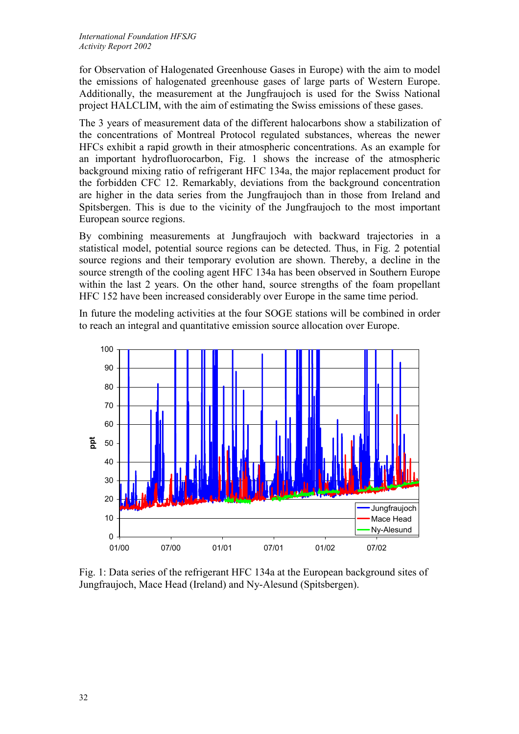for Observation of Halogenated Greenhouse Gases in Europe) with the aim to model the emissions of halogenated greenhouse gases of large parts of Western Europe. Additionally, the measurement at the Jungfraujoch is used for the Swiss National project HALCLIM, with the aim of estimating the Swiss emissions of these gases.

The 3 years of measurement data of the different halocarbons show a stabilization of the concentrations of Montreal Protocol regulated substances, whereas the newer HFCs exhibit a rapid growth in their atmospheric concentrations. As an example for an important hydrofluorocarbon, Fig. 1 shows the increase of the atmospheric background mixing ratio of refrigerant HFC 134a, the major replacement product for the forbidden CFC 12. Remarkably, deviations from the background concentration are higher in the data series from the Jungfraujoch than in those from Ireland and Spitsbergen. This is due to the vicinity of the Jungfraujoch to the most important European source regions.

By combining measurements at Jungfraujoch with backward trajectories in a statistical model, potential source regions can be detected. Thus, in Fig. 2 potential source regions and their temporary evolution are shown. Thereby, a decline in the source strength of the cooling agent HFC 134a has been observed in Southern Europe within the last 2 years. On the other hand, source strengths of the foam propellant HFC 152 have been increased considerably over Europe in the same time period.

In future the modeling activities at the four SOGE stations will be combined in order to reach an integral and quantitative emission source allocation over Europe.

Fig. 1: Data series of the refrigerant HFC 134a at the European background sites of Jungfraujoch, Mace Head (Ireland) and Ny-Alesund (Spitsbergen).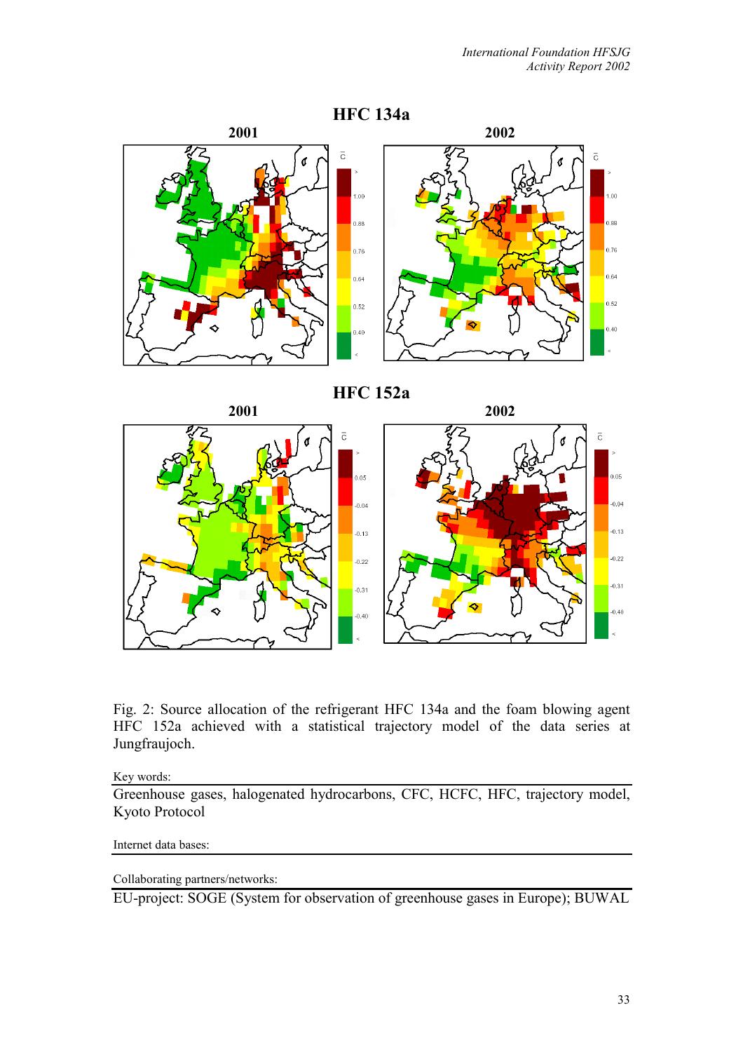Fig. 2: Source allocation of the refrigerant HFC 134a and the foam blowing agent HFC 152a achieved with a statistical trajectory model of the data series at Jungfraujoch.

Key words:

Greenhouse gases, halogenated hydrocarbons, CFC, HCFC, HFC, trajectory model, Kyoto Protocol

Internet data bases:

Collaborating partners/networks:

EU-project: SOGE (System for observation of greenhouse gases in Europe); BUWAL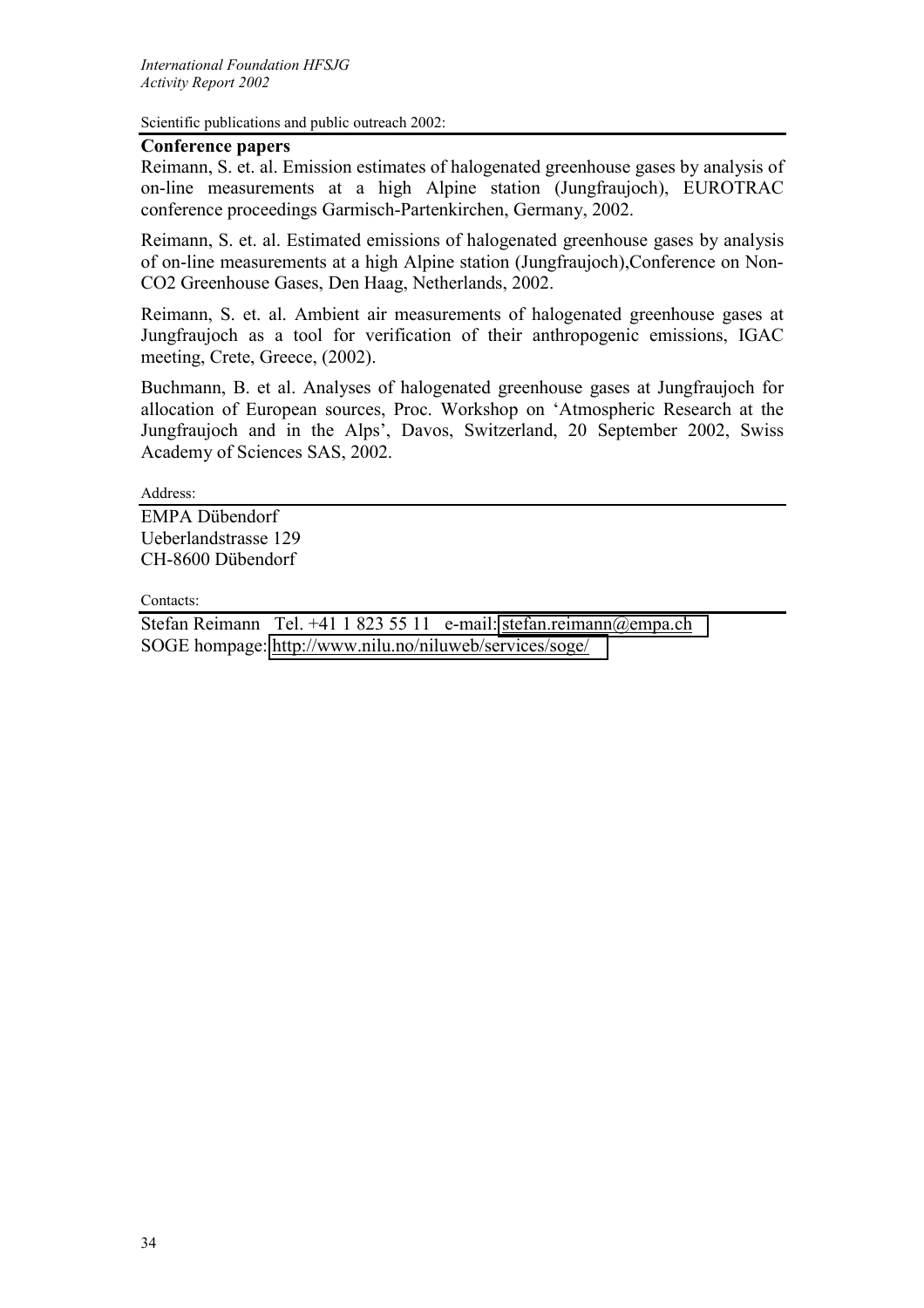Scientific publications and public outreach 2002:

**Conference papers**

Reimann, S. et. al. Emission estimates of halogenated greenhouse gases by analysis of on-line measurements at a high Alpine station (Jungfraujoch), EUROTRAC conference proceedings Garmisch-Partenkirchen, Germany, 2002.

Reimann, S. et. al. Estimated emissions of halogenated greenhouse gases by analysis of on-line measurements at a high Alpine station (Jungfraujoch),Conference on Non-CO2 Greenhouse Gases, Den Haag, Netherlands, 2002.

Reimann, S. et. al. Ambient air measurements of halogenated greenhouse gases at Jungfraujoch as a tool for verification of their anthropogenic emissions, IGAC meeting, Crete, Greece, (2002).

Buchmann, B. et al. Analyses of halogenated greenhouse gases at Jungfraujoch for allocation of European sources, Proc. Workshop on 'Atmospheric Research at the Jungfraujoch and in the Alps', Davos, Switzerland, 20 September 2002, Swiss Academy of Sciences SAS, 2002.

Address:

EMPA Dübendorf
Ueberlandstrasse 129
CH-8600 Dübendorf

Contacts:

Stefan Reimann Tel. +41 1 823 55 11 e-mail: stefan.reimann@empa.ch
SOGE hompage: http://www.nilu.no/niluweb/services/soge/